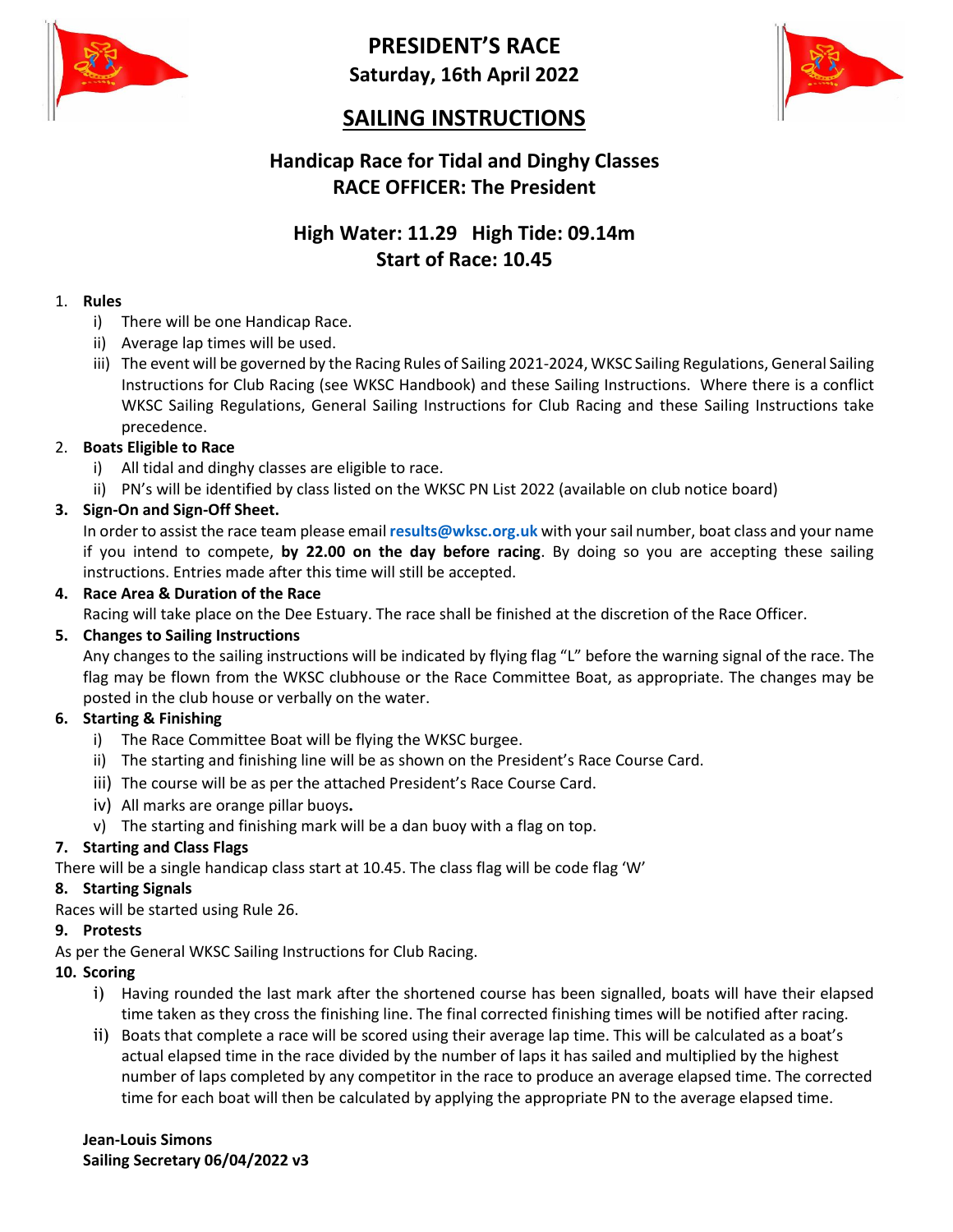# PRESIDENT'S RACE

**Saturday, 16th April 2022**

## SAILING INSTRUCTIONS

### Handicap Race for Tidal and Dinghy Classes
### RACE OFFICER: The President

### High Water: 11.29   High Tide: 09.14m
### Start of Race: 10.45

1. **Rules**
   - i) There will be one Handicap Race.
   - ii) Average lap times will be used.
   - iii) The event will be governed by the Racing Rules of Sailing 2021-2024, WKSC Sailing Regulations, General Sailing Instructions for Club Racing (see WKSC Handbook) and these Sailing Instructions. Where there is a conflict WKSC Sailing Regulations, General Sailing Instructions for Club Racing and these Sailing Instructions take precedence.
2. **Boats Eligible to Race**
   - i) All tidal and dinghy classes are eligible to race.
   - ii) PN's will be identified by class listed on the WKSC PN List 2022 (available on club notice board)
3. **Sign-On and Sign-Off Sheet.**
   In order to assist the race team please email results@wksc.org.uk with your sail number, boat class and your name if you intend to compete, **by 22.00 on the day before racing**. By doing so you are accepting these sailing instructions. Entries made after this time will still be accepted.
4. **Race Area & Duration of the Race**
   Racing will take place on the Dee Estuary. The race shall be finished at the discretion of the Race Officer.
5. **Changes to Sailing Instructions**
   Any changes to the sailing instructions will be indicated by flying flag "L" before the warning signal of the race. The flag may be flown from the WKSC clubhouse or the Race Committee Boat, as appropriate. The changes may be posted in the club house or verbally on the water.
6. **Starting & Finishing**
   - i) The Race Committee Boat will be flying the WKSC burgee.
   - ii) The starting and finishing line will be as shown on the President's Race Course Card.
   - iii) The course will be as per the attached President's Race Course Card.
   - iv) All marks are orange pillar buoys**.**
   - v) The starting and finishing mark will be a dan buoy with a flag on top.
7. **Starting and Class Flags**

There will be a single handicap class start at 10.45. The class flag will be code flag 'W'

8. **Starting Signals**

Races will be started using Rule 26.

9. **Protests**

As per the General WKSC Sailing Instructions for Club Racing.

10. **Scoring**
    - i) Having rounded the last mark after the shortened course has been signalled, boats will have their elapsed time taken as they cross the finishing line. The final corrected finishing times will be notified after racing.
    - ii) Boats that complete a race will be scored using their average lap time. This will be calculated as a boat's actual elapsed time in the race divided by the number of laps it has sailed and multiplied by the highest number of laps completed by any competitor in the race to produce an average elapsed time. The corrected time for each boat will then be calculated by applying the appropriate PN to the average elapsed time.

**Jean-Louis Simons**
**Sailing Secretary 06/04/2022 v3**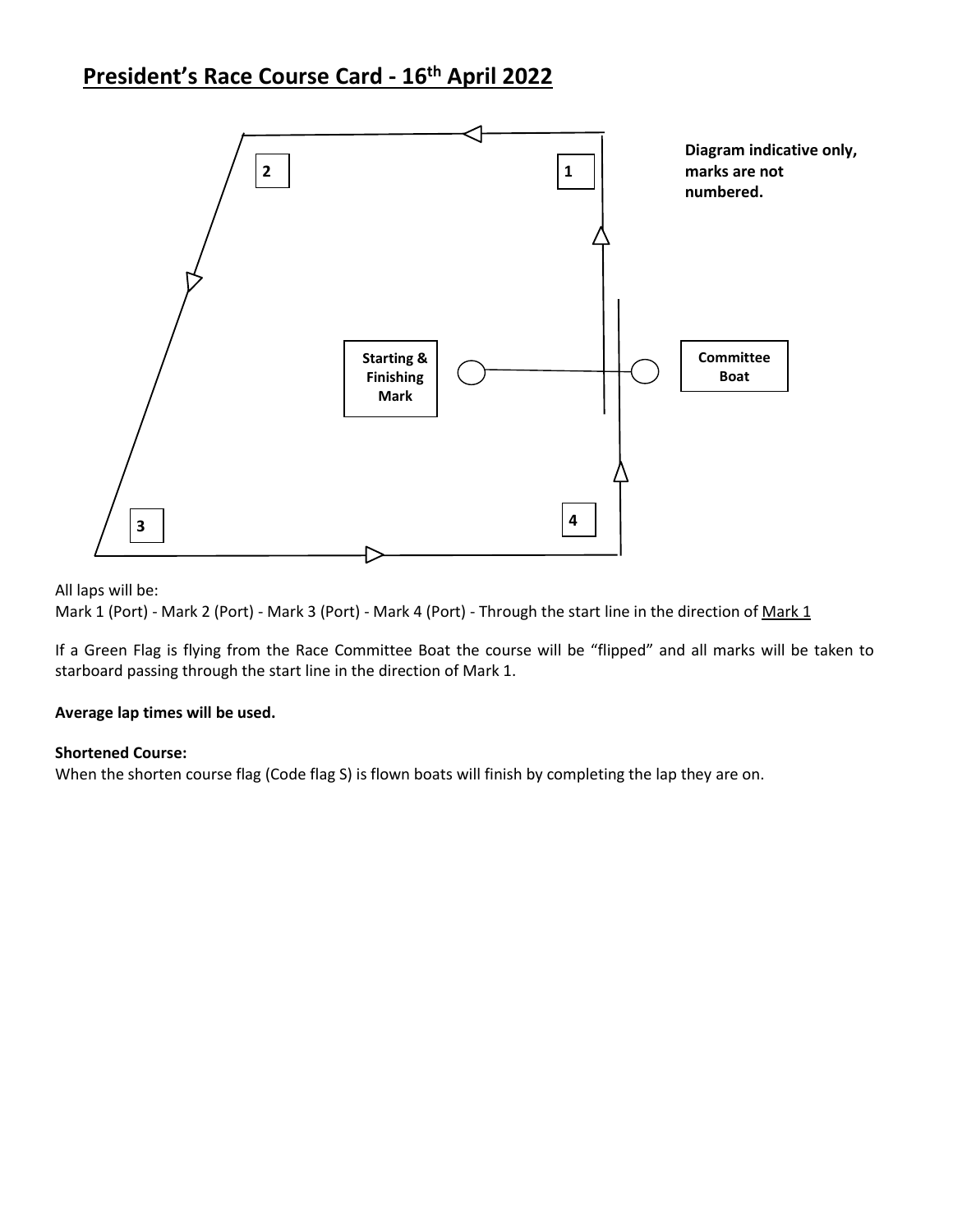## President's Race Course Card - 16th April 2022

2

1

Diagram indicative only, marks are not numbered.

Starting & Finishing Mark

Committee Boat

3

4

All laps will be:
Mark 1 (Port) - Mark 2 (Port) - Mark 3 (Port) - Mark 4 (Port) - Through the start line in the direction of Mark 1

If a Green Flag is flying from the Race Committee Boat the course will be "flipped" and all marks will be taken to starboard passing through the start line in the direction of Mark 1.

**Average lap times will be used.**

**Shortened Course:**
When the shorten course flag (Code flag S) is flown boats will finish by completing the lap they are on.